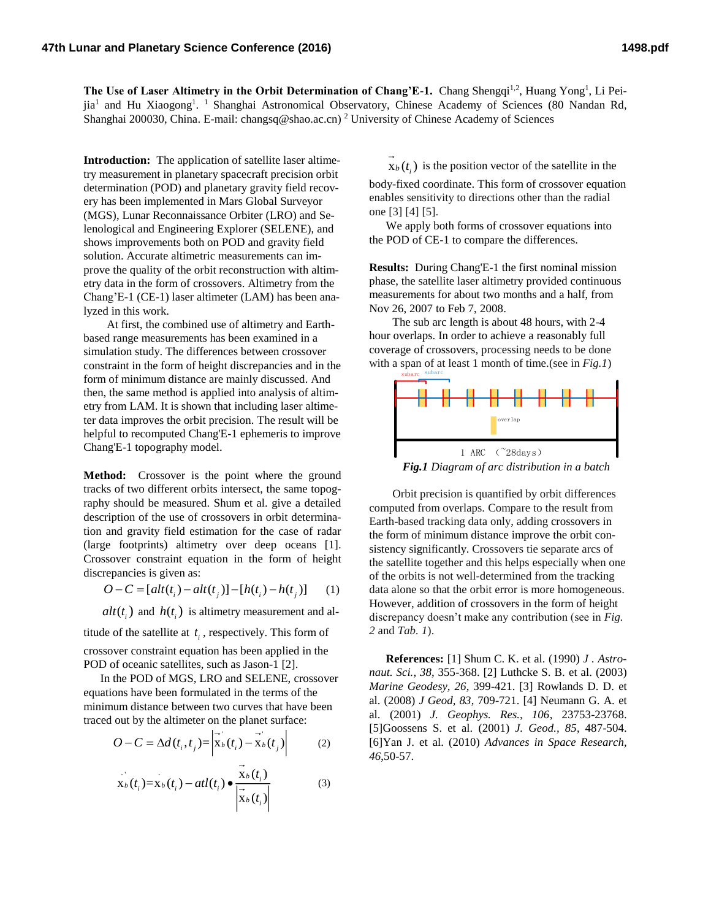**The Use of Laser Altimetry in the Orbit Determination of Chang'E-1.** Chang Shengqi[1,2], Huang Yong[1], Li Peijia[1] and Hu Xiaogong[1]. [1] Shanghai Astronomical Observatory, Chinese Academy of Sciences (80 Nandan Rd, Shanghai 200030, China. E-mail: changsq@shao.ac.cn) [2] University of Chinese Academy of Sciences

**Introduction:** The application of satellite laser altimetry measurement in planetary spacecraft precision orbit determination (POD) and planetary gravity field recovery has been implemented in Mars Global Surveyor (MGS), Lunar Reconnaissance Orbiter (LRO) and Selenological and Engineering Explorer (SELENE), and shows improvements both on POD and gravity field solution. Accurate altimetric measurements can improve the quality of the orbit reconstruction with altimetry data in the form of crossovers. Altimetry from the Chang'E-1 (CE-1) laser altimeter (LAM) has been analyzed in this work.

At first, the combined use of altimetry and Earth-based range measurements has been examined in a simulation study. The differences between crossover constraint in the form of height discrepancies and in the form of minimum distance are mainly discussed. And then, the same method is applied into analysis of altimetry from LAM. It is shown that including laser altimeter data improves the orbit precision. The result will be helpful to recomputed Chang'E-1 ephemeris to improve Chang'E-1 topography model.

**Method:** Crossover is the point where the ground tracks of two different orbits intersect, the same topography should be measured. Shum et al. give a detailed description of the use of crossovers in orbit determination and gravity field estimation for the case of radar (large footprints) altimetry over deep oceans [1]. Crossover constraint equation in the form of height discrepancies is given as:

$$O-C=[alt(t_i)-alt(t_j)]-[h(t_i)-h(t_j)] \qquad (1)$$

$alt(t_i)$ and $h(t_i)$ is altimetry measurement and altitude of the satellite at $t_i$, respectively. This form of crossover constraint equation has been applied in the POD of oceanic satellites, such as Jason-1 [2].

In the POD of MGS, LRO and SELENE, crossover equations have been formulated in the terms of the minimum distance between two curves that have been traced out by the altimeter on the planet surface:

$$O-C=\Delta d(t_i,t_j)=\left|\vec{x}'_b(t_i)-\vec{x}'_b(t_j)\right| \qquad (2)$$

$$\dot{x}'_b(t_i)=\dot{x}_b(t_i)-atl(t_i)\bullet\frac{\vec{x}_b(t_i)}{\left|\vec{x}_b(t_i)\right|} \qquad (3)$$

$\vec{x}_b(t_i)$ is the position vector of the satellite in the body-fixed coordinate. This form of crossover equation enables sensitivity to directions other than the radial one [3] [4] [5].

We apply both forms of crossover equations into the POD of CE-1 to compare the differences.

**Results:** During Chang'E-1 the first nominal mission phase, the satellite laser altimetry provided continuous measurements for about two months and a half, from Nov 26, 2007 to Feb 7, 2008.

The sub arc length is about 48 hours, with 2-4 hour overlaps. In order to achieve a reasonably full coverage of crossovers, processing needs to be done with a span of at least 1 month of time.(see in *Fig.1*)

subarc subarc

overlap

1 ARC (~28days)

***Fig.1*** *Diagram of arc distribution in a batch*

Orbit precision is quantified by orbit differences computed from overlaps. Compare to the result from Earth-based tracking data only, adding crossovers in the form of minimum distance improve the orbit consistency significantly. Crossovers tie separate arcs of the satellite together and this helps especially when one of the orbits is not well-determined from the tracking data alone so that the orbit error is more homogeneous. However, addition of crossovers in the form of height discrepancy doesn't make any contribution (see in *Fig. 2* and *Tab. 1*).

**References:** [1] Shum C. K. et al. (1990) *J . Astronaut. Sci., 38*, 355-368. [2] Luthcke S. B. et al. (2003) *Marine Geodesy, 26*, 399-421. [3] Rowlands D. D. et al. (2008) *J Geod, 83*, 709-721. [4] Neumann G. A. et al. (2001) *J. Geophys. Res., 106*, 23753-23768. [5]Goossens S. et al. (2001) *J. Geod., 85*, 487-504. [6]Yan J. et al. (2010) *Advances in Space Research, 46*,50-57.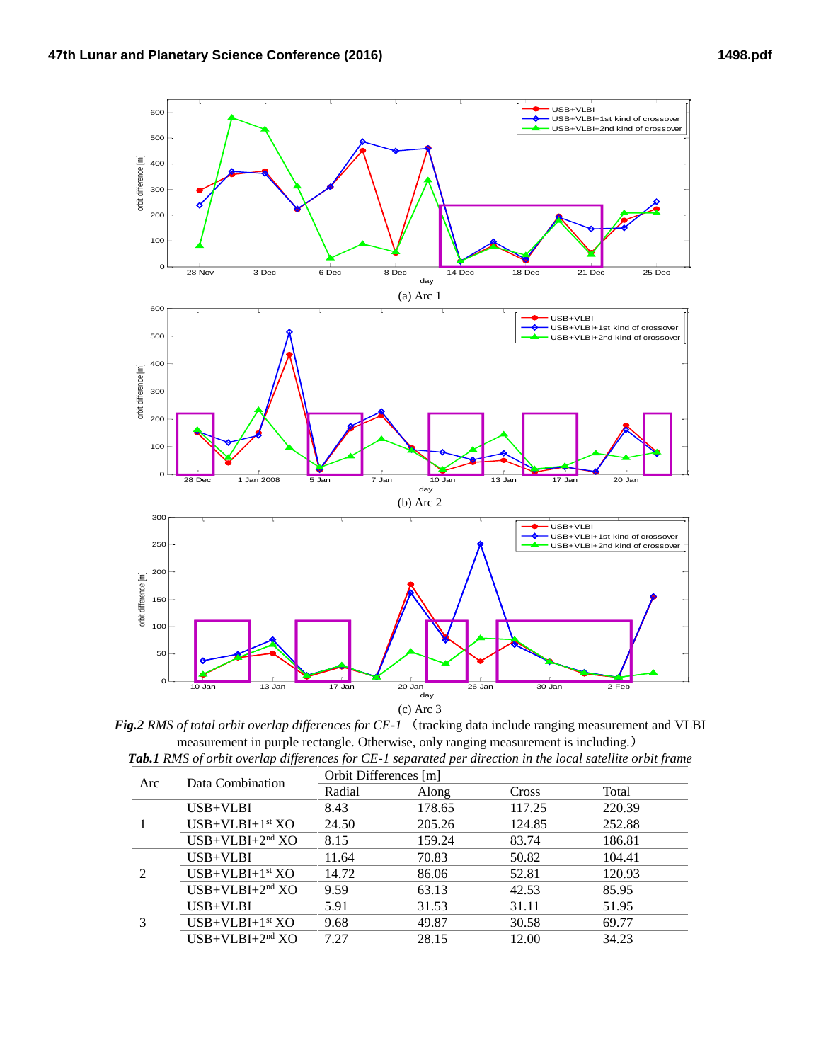USB+VLBI
USB+VLBI+1st kind of crossover
USB+VLBI+2nd kind of crossover

orbit difference [m]

0
100
200
300
400
500
600

28 Nov
3 Dec
6 Dec
8 Dec
14 Dec
18 Dec
21 Dec
25 Dec

day

(a) Arc 1

USB+VLBI
USB+VLBI+1st kind of crossover
USB+VLBI+2nd kind of crossover

orbit difference [m]

0
100
200
300
400
500
600

28 Dec
1 Jan 2008
5 Jan
7 Jan
10 Jan
13 Jan
17 Jan
20 Jan

day

(b) Arc 2

USB+VLBI
USB+VLBI+1st kind of crossover
USB+VLBI+2nd kind of crossover

orbit difference [m]

0
50
100
150
200
250
300

10 Jan
13 Jan
17 Jan
20 Jan
26 Jan
30 Jan
2 Feb

day

(c) Arc 3

***Fig.2*** *RMS of total orbit overlap differences for CE-1* （tracking data include ranging measurement and VLBI measurement in purple rectangle. Otherwise, only ranging measurement is including.）

***Tab.1*** *RMS of orbit overlap differences for CE-1 separated per direction in the local satellite orbit frame*

| Arc | Data Combination | Orbit Differences [m] | | | |
|---|---|---|---|---|---|
| | | Radial | Along | Cross | Total |
| 1 | USB+VLBI | 8.43 | 178.65 | 117.25 | 220.39 |
| | USB+VLBI+1st XO | 24.50 | 205.26 | 124.85 | 252.88 |
| | USB+VLBI+2nd XO | 8.15 | 159.24 | 83.74 | 186.81 |
| 2 | USB+VLBI | 11.64 | 70.83 | 50.82 | 104.41 |
| | USB+VLBI+1st XO | 14.72 | 86.06 | 52.81 | 120.93 |
| | USB+VLBI+2nd XO | 9.59 | 63.13 | 42.53 | 85.95 |
| 3 | USB+VLBI | 5.91 | 31.53 | 31.11 | 51.95 |
| | USB+VLBI+1st XO | 9.68 | 49.87 | 30.58 | 69.77 |
| | USB+VLBI+2nd XO | 7.27 | 28.15 | 12.00 | 34.23 |